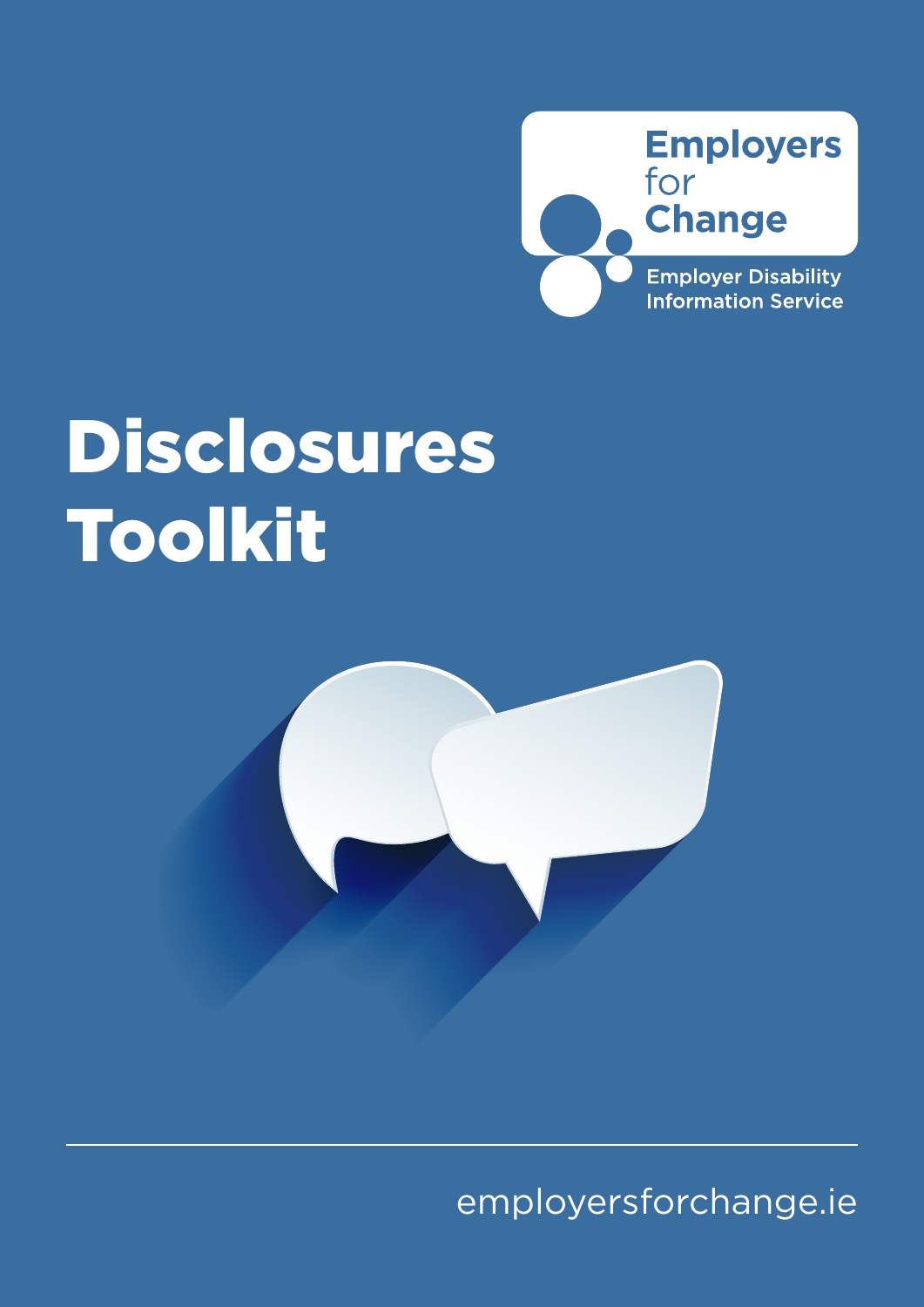Employers for Change

Employer Disability Information Service

# Disclosures Toolkit

employersforchange.ie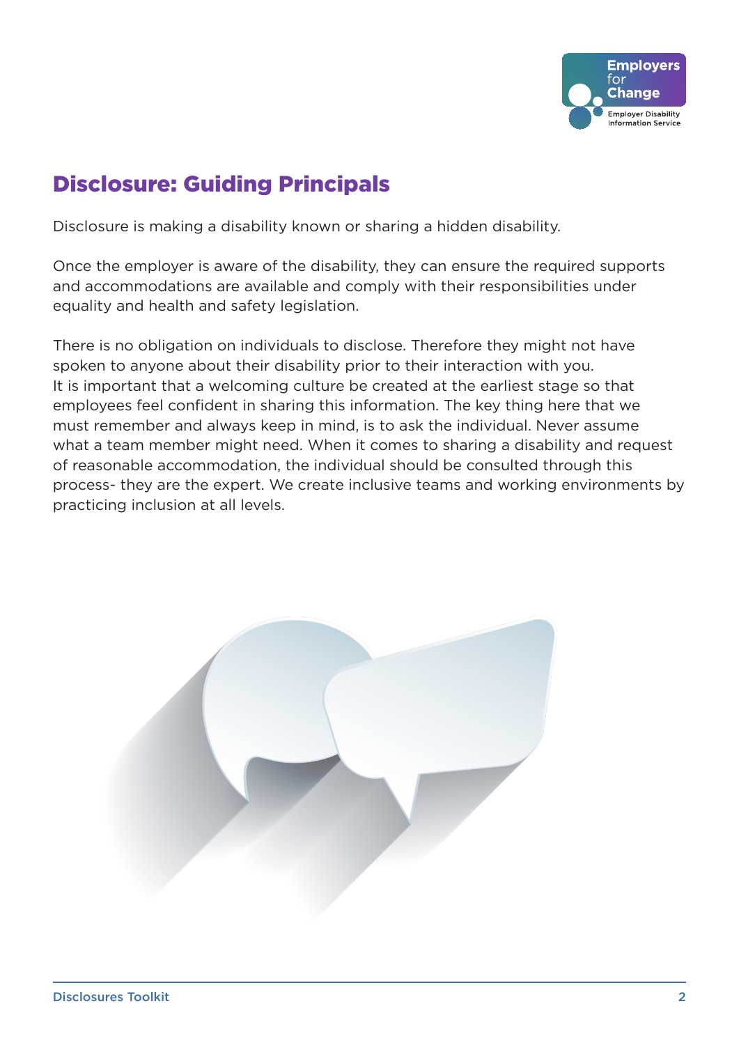## Disclosure: Guiding Principals

Disclosure is making a disability known or sharing a hidden disability.

Once the employer is aware of the disability, they can ensure the required supports and accommodations are available and comply with their responsibilities under equality and health and safety legislation.

There is no obligation on individuals to disclose. Therefore they might not have spoken to anyone about their disability prior to their interaction with you. It is important that a welcoming culture be created at the earliest stage so that employees feel confident in sharing this information. The key thing here that we must remember and always keep in mind, is to ask the individual. Never assume what a team member might need. When it comes to sharing a disability and request of reasonable accommodation, the individual should be consulted through this process- they are the expert. We create inclusive teams and working environments by practicing inclusion at all levels.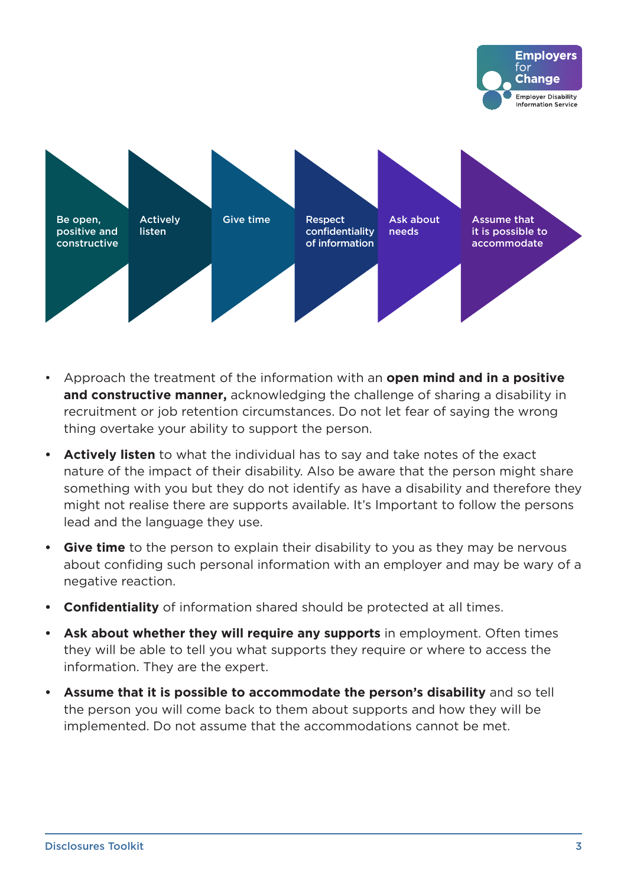Be open, positive and constructive → Actively listen → Give time → Respect confidentiality of information → Ask about needs → Assume that it is possible to accommodate

- Approach the treatment of the information with an **open mind and in a positive and constructive manner,** acknowledging the challenge of sharing a disability in recruitment or job retention circumstances. Do not let fear of saying the wrong thing overtake your ability to support the person.
- **Actively listen** to what the individual has to say and take notes of the exact nature of the impact of their disability. Also be aware that the person might share something with you but they do not identify as have a disability and therefore they might not realise there are supports available. It's Important to follow the persons lead and the language they use.
- **Give time** to the person to explain their disability to you as they may be nervous about confiding such personal information with an employer and may be wary of a negative reaction.
- **Confidentiality** of information shared should be protected at all times.
- **Ask about whether they will require any supports** in employment. Often times they will be able to tell you what supports they require or where to access the information. They are the expert.
- **Assume that it is possible to accommodate the person's disability** and so tell the person you will come back to them about supports and how they will be implemented. Do not assume that the accommodations cannot be met.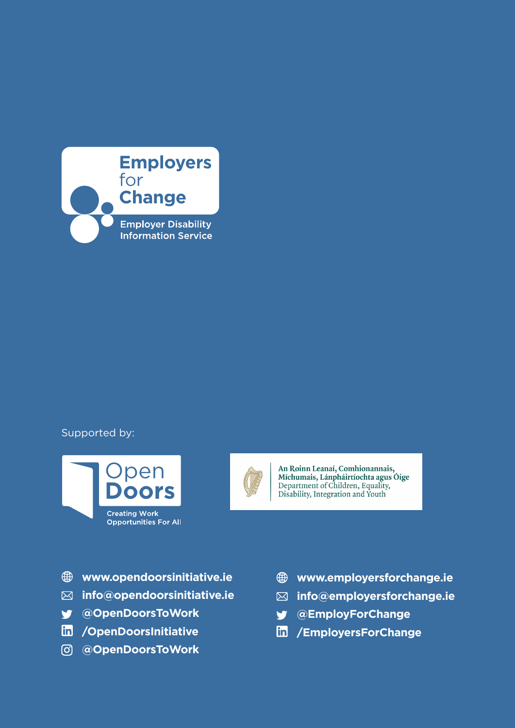Employers for Change

Employer Disability Information Service

Supported by:

Open Doors

Creating Work Opportunities For All

An Roinn Leanaí, Comhionannais, Míchumais, Lánpháirtíochta agus Óige
Department of Children, Equality, Disability, Integration and Youth

www.opendoorsinitiative.ie
info@opendoorsinitiative.ie
@OpenDoorsToWork
/OpenDoorsInitiative
@OpenDoorsToWork

www.employersforchange.ie
info@employersforchange.ie
@EmployForChange
/EmployersForChange